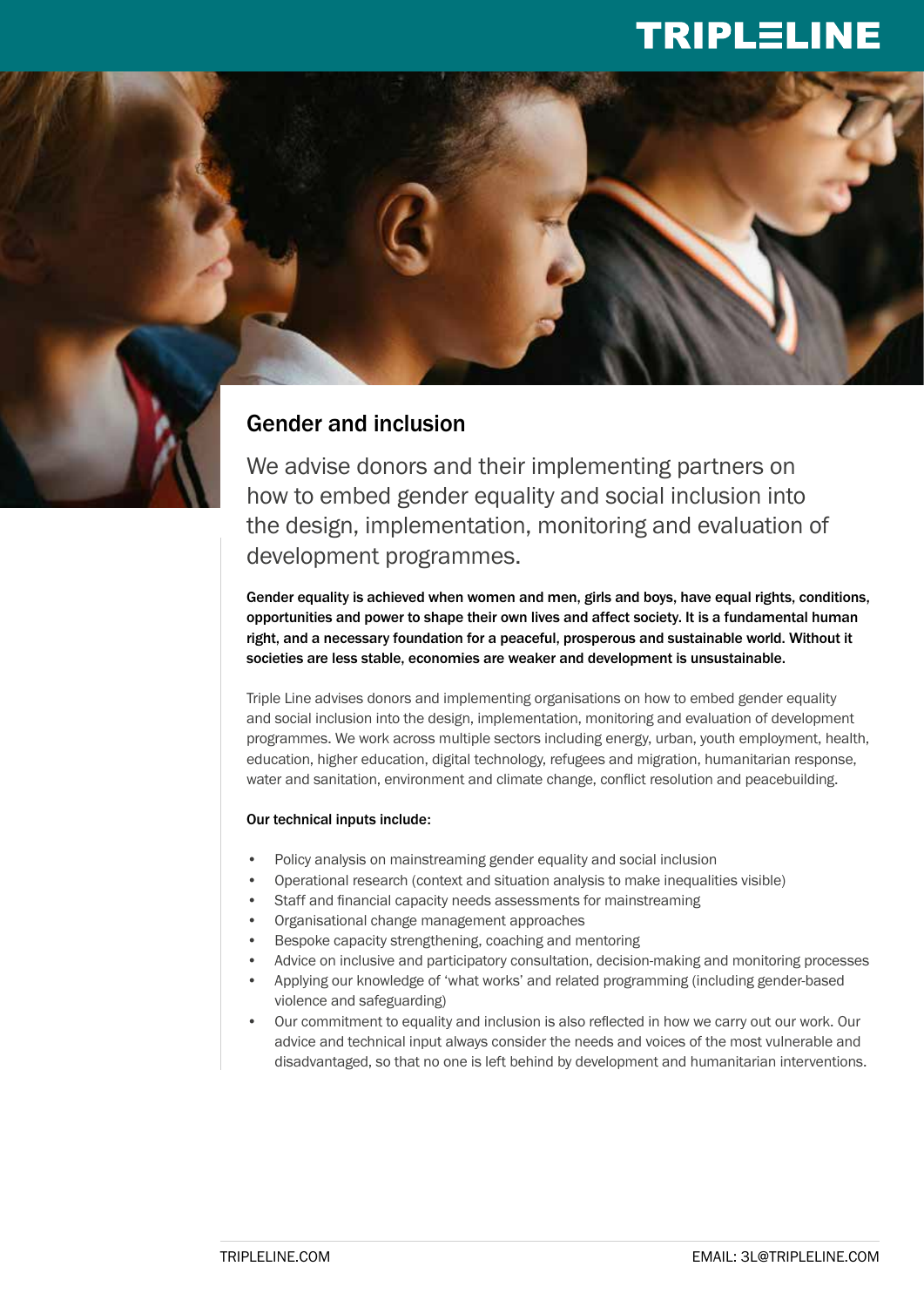# Gender and inclusion

We advise donors and their implementing partners on how to embed gender equality and social inclusion into the design, implementation, monitoring and evaluation of development programmes.

**Gender equality is achieved when women and men, girls and boys, have equal rights, conditions, opportunities and power to shape their own lives and affect society. It is a fundamental human right, and a necessary foundation for a peaceful, prosperous and sustainable world. Without it societies are less stable, economies are weaker and development is unsustainable.**

Triple Line advises donors and implementing organisations on how to embed gender equality and social inclusion into the design, implementation, monitoring and evaluation of development programmes. We work across multiple sectors including energy, urban, youth employment, health, education, higher education, digital technology, refugees and migration, humanitarian response, water and sanitation, environment and climate change, conflict resolution and peacebuilding.

**Our technical inputs include:**

- Policy analysis on mainstreaming gender equality and social inclusion
- Operational research (context and situation analysis to make inequalities visible)
- Staff and financial capacity needs assessments for mainstreaming
- Organisational change management approaches
- Bespoke capacity strengthening, coaching and mentoring
- Advice on inclusive and participatory consultation, decision-making and monitoring processes
- Applying our knowledge of 'what works' and related programming (including gender-based violence and safeguarding)
- Our commitment to equality and inclusion is also reflected in how we carry out our work. Our advice and technical input always consider the needs and voices of the most vulnerable and disadvantaged, so that no one is left behind by development and humanitarian interventions.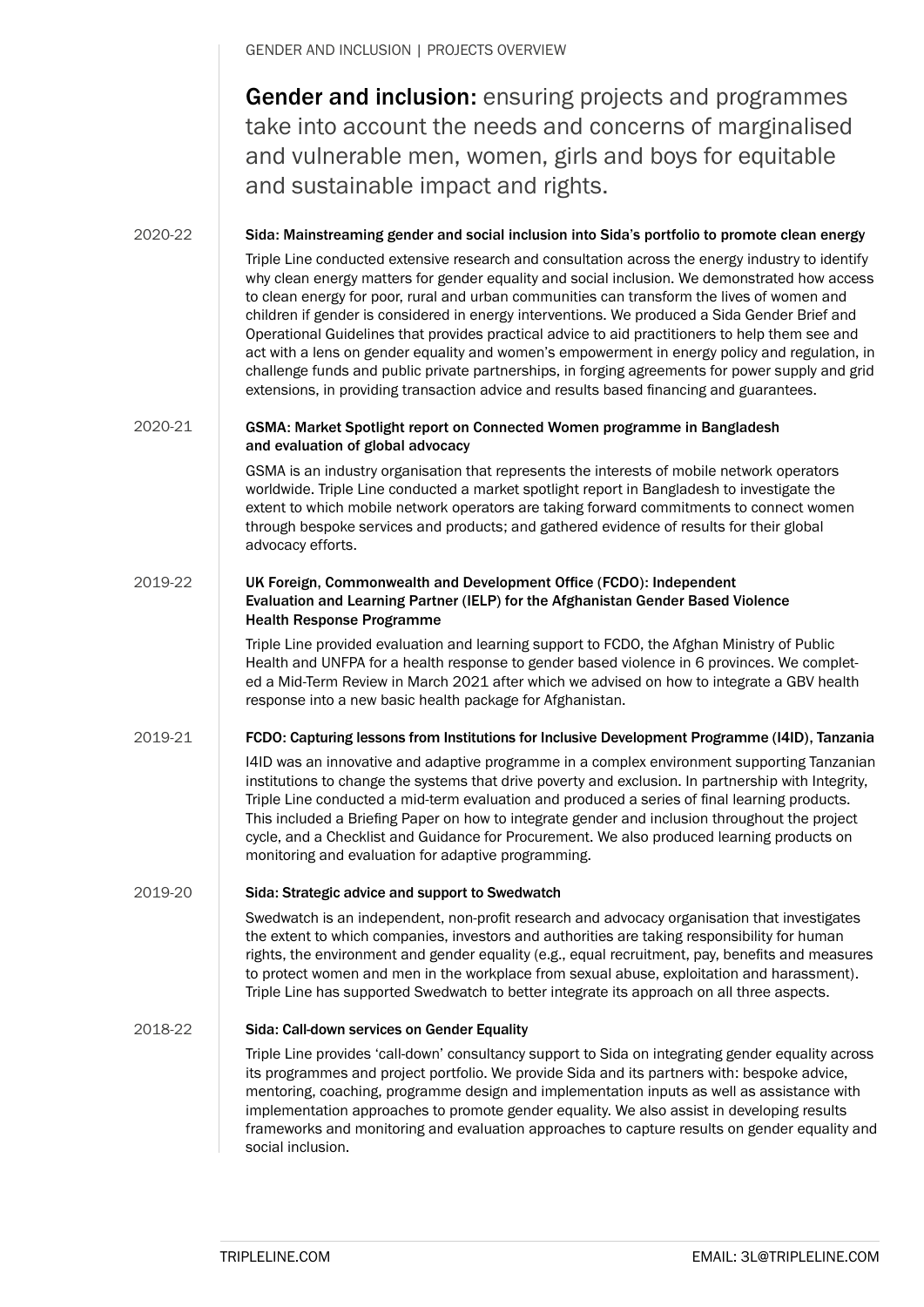**Gender and inclusion:** ensuring projects and programmes take into account the needs and concerns of marginalised and vulnerable men, women, girls and boys for equitable and sustainable impact and rights.

### 2020-22 — Sida: Mainstreaming gender and social inclusion into Sida's portfolio to promote clean energy

Triple Line conducted extensive research and consultation across the energy industry to identify why clean energy matters for gender equality and social inclusion. We demonstrated how access to clean energy for poor, rural and urban communities can transform the lives of women and children if gender is considered in energy interventions. We produced a Sida Gender Brief and Operational Guidelines that provides practical advice to aid practitioners to help them see and act with a lens on gender equality and women's empowerment in energy policy and regulation, in challenge funds and public private partnerships, in forging agreements for power supply and grid extensions, in providing transaction advice and results based financing and guarantees.

### 2020-21 — GSMA: Market Spotlight report on Connected Women programme in Bangladesh and evaluation of global advocacy

GSMA is an industry organisation that represents the interests of mobile network operators worldwide. Triple Line conducted a market spotlight report in Bangladesh to investigate the extent to which mobile network operators are taking forward commitments to connect women through bespoke services and products; and gathered evidence of results for their global advocacy efforts.

### 2019-22 — UK Foreign, Commonwealth and Development Office (FCDO): Independent Evaluation and Learning Partner (IELP) for the Afghanistan Gender Based Violence Health Response Programme

Triple Line provided evaluation and learning support to FCDO, the Afghan Ministry of Public Health and UNFPA for a health response to gender based violence in 6 provinces. We completed a Mid-Term Review in March 2021 after which we advised on how to integrate a GBV health response into a new basic health package for Afghanistan.

### 2019-21 — FCDO: Capturing lessons from Institutions for Inclusive Development Programme (I4ID), Tanzania

I4ID was an innovative and adaptive programme in a complex environment supporting Tanzanian institutions to change the systems that drive poverty and exclusion. In partnership with Integrity, Triple Line conducted a mid-term evaluation and produced a series of final learning products. This included a Briefing Paper on how to integrate gender and inclusion throughout the project cycle, and a Checklist and Guidance for Procurement. We also produced learning products on monitoring and evaluation for adaptive programming.

### 2019-20 — Sida: Strategic advice and support to Swedwatch

Swedwatch is an independent, non-profit research and advocacy organisation that investigates the extent to which companies, investors and authorities are taking responsibility for human rights, the environment and gender equality (e.g., equal recruitment, pay, benefits and measures to protect women and men in the workplace from sexual abuse, exploitation and harassment). Triple Line has supported Swedwatch to better integrate its approach on all three aspects.

### 2018-22 — Sida: Call-down services on Gender Equality

Triple Line provides 'call-down' consultancy support to Sida on integrating gender equality across its programmes and project portfolio. We provide Sida and its partners with: bespoke advice, mentoring, coaching, programme design and implementation inputs as well as assistance with implementation approaches to promote gender equality. We also assist in developing results frameworks and monitoring and evaluation approaches to capture results on gender equality and social inclusion.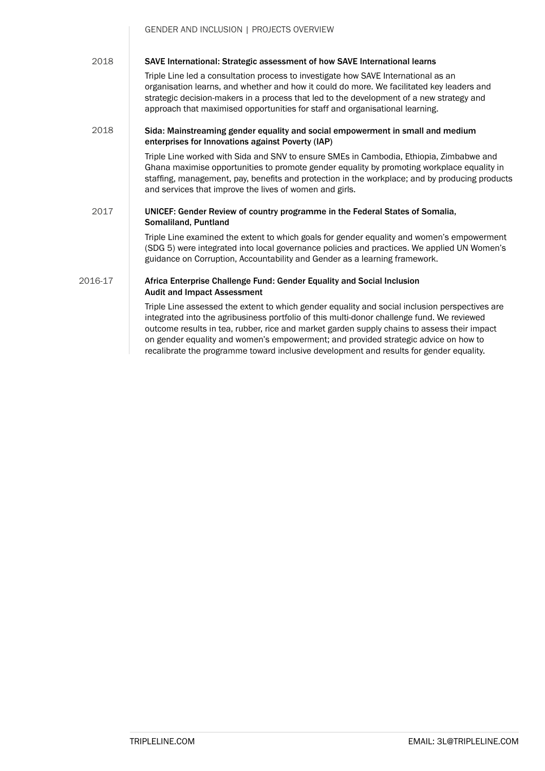**2018 — SAVE International: Strategic assessment of how SAVE International learns**

Triple Line led a consultation process to investigate how SAVE International as an organisation learns, and whether and how it could do more. We facilitated key leaders and strategic decision-makers in a process that led to the development of a new strategy and approach that maximised opportunities for staff and organisational learning.

**2018 — Sida: Mainstreaming gender equality and social empowerment in small and medium enterprises for Innovations against Poverty (IAP)**

Triple Line worked with Sida and SNV to ensure SMEs in Cambodia, Ethiopia, Zimbabwe and Ghana maximise opportunities to promote gender equality by promoting workplace equality in staffing, management, pay, benefits and protection in the workplace; and by producing products and services that improve the lives of women and girls.

**2017 — UNICEF: Gender Review of country programme in the Federal States of Somalia, Somaliland, Puntland**

Triple Line examined the extent to which goals for gender equality and women's empowerment (SDG 5) were integrated into local governance policies and practices. We applied UN Women's guidance on Corruption, Accountability and Gender as a learning framework.

**2016-17 — Africa Enterprise Challenge Fund: Gender Equality and Social Inclusion Audit and Impact Assessment**

Triple Line assessed the extent to which gender equality and social inclusion perspectives are integrated into the agribusiness portfolio of this multi-donor challenge fund. We reviewed outcome results in tea, rubber, rice and market garden supply chains to assess their impact on gender equality and women's empowerment; and provided strategic advice on how to recalibrate the programme toward inclusive development and results for gender equality.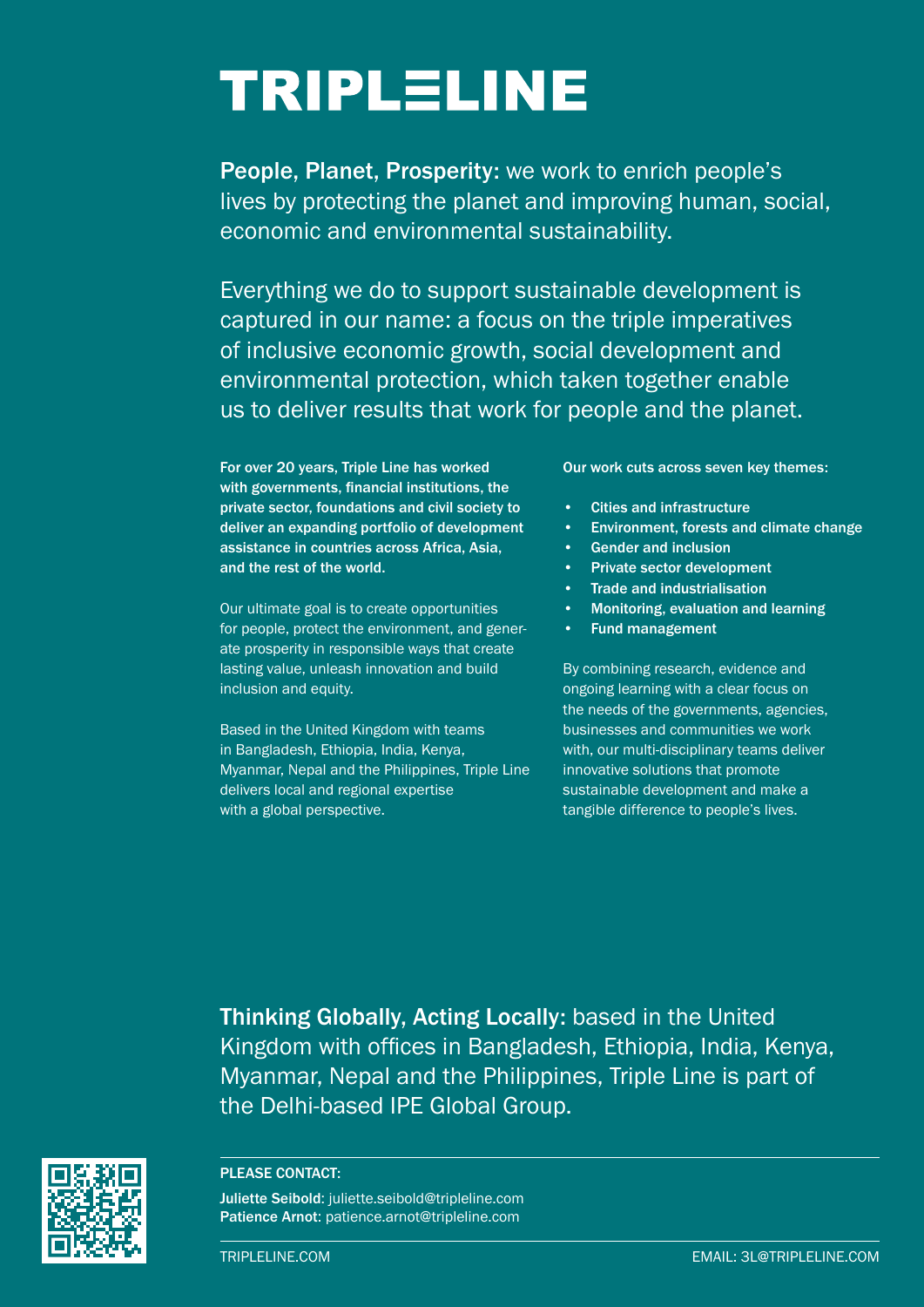# TRIPL☰LINE

**People, Planet, Prosperity:** we work to enrich people's lives by protecting the planet and improving human, social, economic and environmental sustainability.

Everything we do to support sustainable development is captured in our name: a focus on the triple imperatives of inclusive economic growth, social development and environmental protection, which taken together enable us to deliver results that work for people and the planet.

**For over 20 years, Triple Line has worked with governments, financial institutions, the private sector, foundations and civil society to deliver an expanding portfolio of development assistance in countries across Africa, Asia, and the rest of the world.**

Our ultimate goal is to create opportunities for people, protect the environment, and generate prosperity in responsible ways that create lasting value, unleash innovation and build inclusion and equity.

Based in the United Kingdom with teams in Bangladesh, Ethiopia, India, Kenya, Myanmar, Nepal and the Philippines, Triple Line delivers local and regional expertise with a global perspective.

**Our work cuts across seven key themes:**

- **Cities and infrastructure**
- **Environment, forests and climate change**
- **Gender and inclusion**
- **Private sector development**
- **Trade and industrialisation**
- **Monitoring, evaluation and learning**
- **Fund management**

By combining research, evidence and ongoing learning with a clear focus on the needs of the governments, agencies, businesses and communities we work with, our multi-disciplinary teams deliver innovative solutions that promote sustainable development and make a tangible difference to people's lives.

**Thinking Globally, Acting Locally:** based in the United Kingdom with offices in Bangladesh, Ethiopia, India, Kenya, Myanmar, Nepal and the Philippines, Triple Line is part of the Delhi-based IPE Global Group.

PLEASE CONTACT:

**Juliette Seibold**: juliette.seibold@tripleline.com
**Patience Arnot**: patience.arnot@tripleline.com

TRIPLELINE.COM

EMAIL: 3L@TRIPLELINE.COM